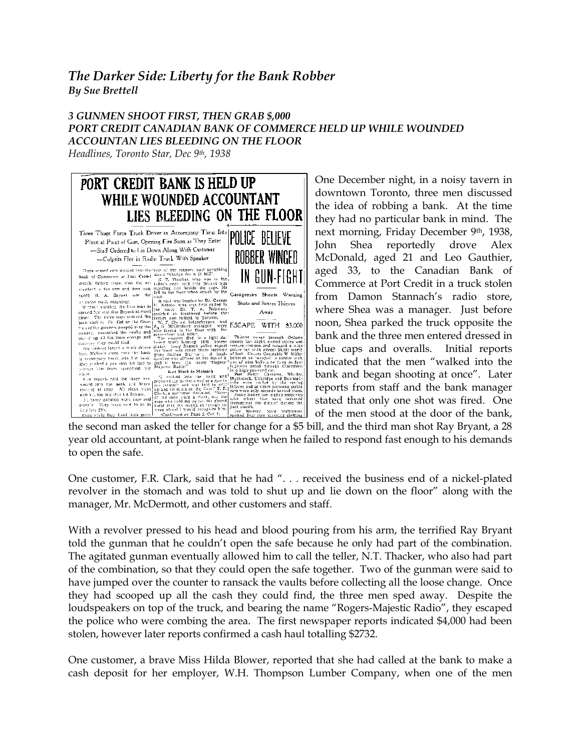## *The Darker Side: Liberty for the Bank Robber*
***By Sue Brettell***

***3 GUNMEN SHOOT FIRST, THEN GRAB $,000***
***PORT CREDIT CANADIAN BANK OF COMMERCE HELD UP WHILE WOUNDED ACCOUNTAN LIES BLEEDING ON THE FLOOR***
*Headlines, Toronto Star, Dec 9th, 1938*

One December night, in a noisy tavern in downtown Toronto, three men discussed the idea of robbing a bank. At the time they had no particular bank in mind. The next morning, Friday December 9th, 1938, John Shea reportedly drove Alex McDonald, aged 21 and Leo Gauthier, aged 33, to the Canadian Bank of Commerce at Port Credit in a truck stolen from Damon Stannach's radio store, where Shea was a manager. Just before noon, Shea parked the truck opposite the bank and the three men entered dressed in blue caps and overalls. Initial reports indicated that the men "walked into the bank and began shooting at once". Later reports from staff and the bank manager stated that only one shot was fired. One of the men stood at the door of the bank, the second man asked the teller for change for a $5 bill, and the third man shot Ray Bryant, a 28 year old accountant, at point-blank range when he failed to respond fast enough to his demands to open the safe.

One customer, F.R. Clark, said that he had ". . . received the business end of a nickel-plated revolver in the stomach and was told to shut up and lie down on the floor" along with the manager, Mr. McDermott, and other customers and staff.

With a revolver pressed to his head and blood pouring from his arm, the terrified Ray Bryant told the gunman that he couldn't open the safe because he only had part of the combination. The agitated gunman eventually allowed him to call the teller, N.T. Thacker, who also had part of the combination, so that they could open the safe together. Two of the gunman were said to have jumped over the counter to ransack the vaults before collecting all the loose change. Once they had scooped up all the cash they could find, the three men sped away. Despite the loudspeakers on top of the truck, and bearing the name "Rogers-Majestic Radio", they escaped the police who were combing the area. The first newspaper reports indicated $4,000 had been stolen, however later reports confirmed a cash haul totalling $2732.

One customer, a brave Miss Hilda Blower, reported that she had called at the bank to make a cash deposit for her employer, W.H. Thompson Lumber Company, when one of the men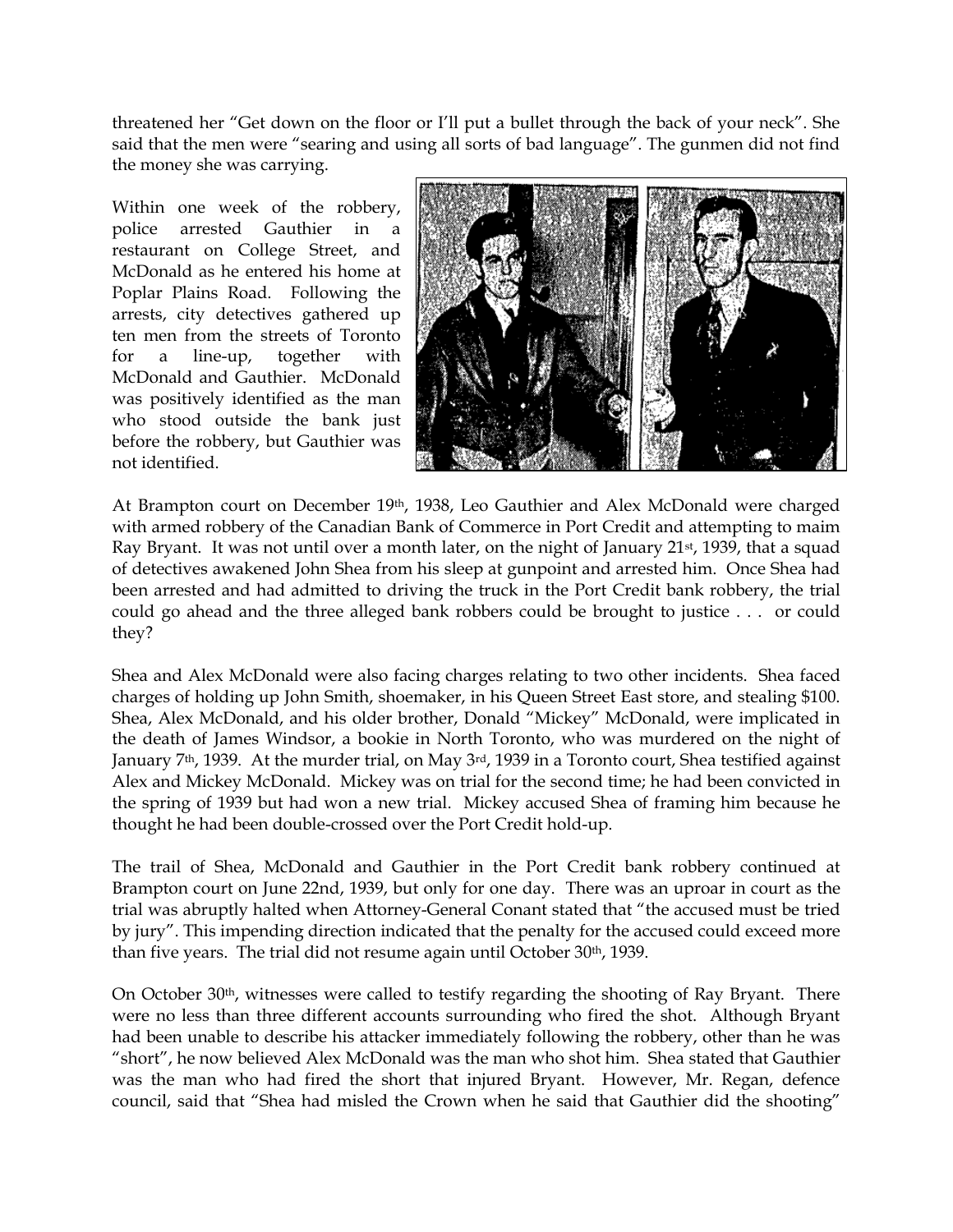threatened her "Get down on the floor or I'll put a bullet through the back of your neck". She said that the men were "searing and using all sorts of bad language". The gunmen did not find the money she was carrying.

Within one week of the robbery, police arrested Gauthier in a restaurant on College Street, and McDonald as he entered his home at Poplar Plains Road. Following the arrests, city detectives gathered up ten men from the streets of Toronto for a line-up, together with McDonald and Gauthier. McDonald was positively identified as the man who stood outside the bank just before the robbery, but Gauthier was not identified.

At Brampton court on December 19th, 1938, Leo Gauthier and Alex McDonald were charged with armed robbery of the Canadian Bank of Commerce in Port Credit and attempting to maim Ray Bryant. It was not until over a month later, on the night of January 21st, 1939, that a squad of detectives awakened John Shea from his sleep at gunpoint and arrested him. Once Shea had been arrested and had admitted to driving the truck in the Port Credit bank robbery, the trial could go ahead and the three alleged bank robbers could be brought to justice . . . or could they?

Shea and Alex McDonald were also facing charges relating to two other incidents. Shea faced charges of holding up John Smith, shoemaker, in his Queen Street East store, and stealing $100. Shea, Alex McDonald, and his older brother, Donald "Mickey" McDonald, were implicated in the death of James Windsor, a bookie in North Toronto, who was murdered on the night of January 7th, 1939. At the murder trial, on May 3rd, 1939 in a Toronto court, Shea testified against Alex and Mickey McDonald. Mickey was on trial for the second time; he had been convicted in the spring of 1939 but had won a new trial. Mickey accused Shea of framing him because he thought he had been double-crossed over the Port Credit hold-up.

The trail of Shea, McDonald and Gauthier in the Port Credit bank robbery continued at Brampton court on June 22nd, 1939, but only for one day. There was an uproar in court as the trial was abruptly halted when Attorney-General Conant stated that "the accused must be tried by jury". This impending direction indicated that the penalty for the accused could exceed more than five years. The trial did not resume again until October 30th, 1939.

On October 30th, witnesses were called to testify regarding the shooting of Ray Bryant. There were no less than three different accounts surrounding who fired the shot. Although Bryant had been unable to describe his attacker immediately following the robbery, other than he was "short", he now believed Alex McDonald was the man who shot him. Shea stated that Gauthier was the man who had fired the short that injured Bryant. However, Mr. Regan, defence council, said that "Shea had misled the Crown when he said that Gauthier did the shooting"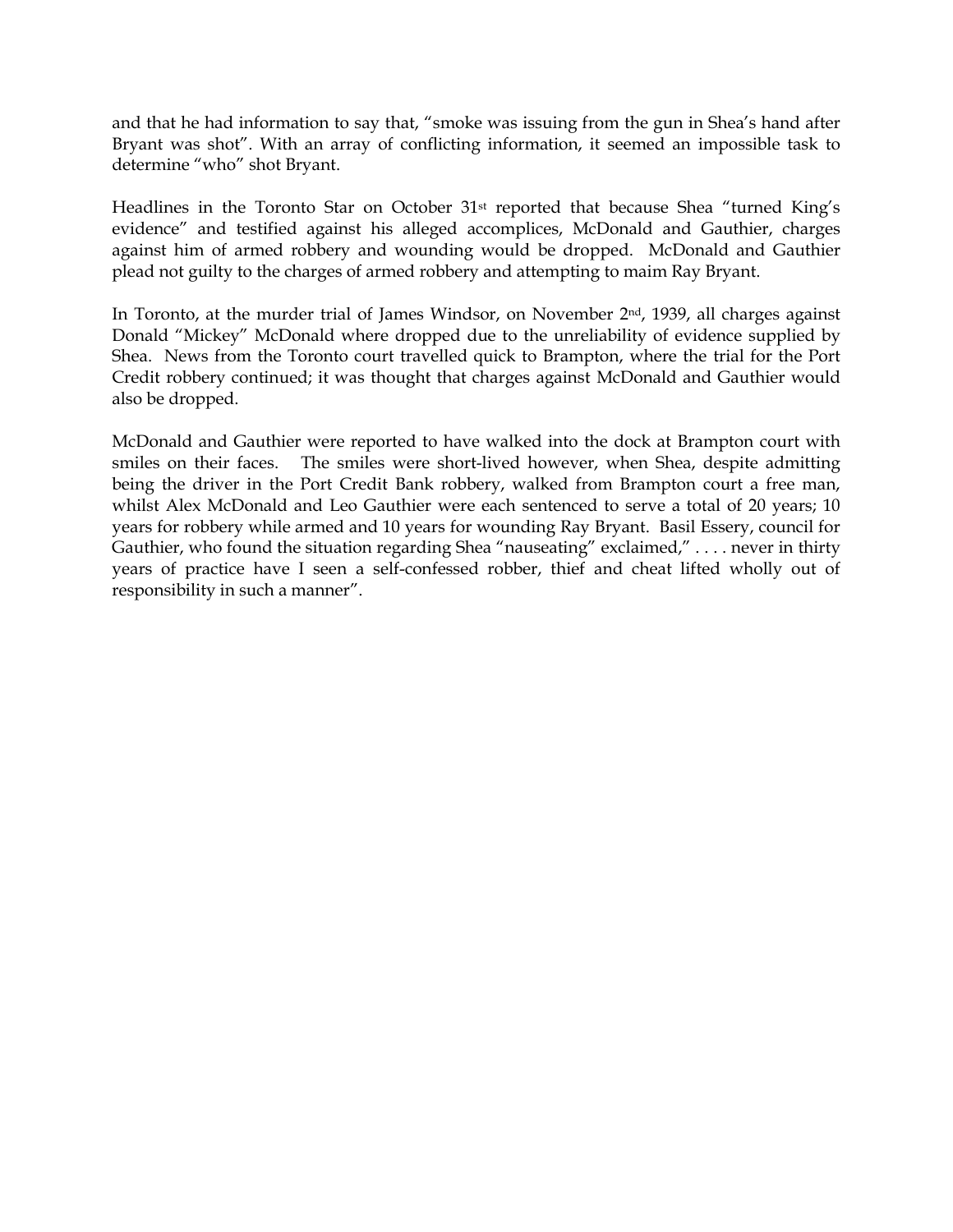and that he had information to say that, "smoke was issuing from the gun in Shea's hand after Bryant was shot". With an array of conflicting information, it seemed an impossible task to determine "who" shot Bryant.

Headlines in the Toronto Star on October 31st reported that because Shea "turned King's evidence" and testified against his alleged accomplices, McDonald and Gauthier, charges against him of armed robbery and wounding would be dropped. McDonald and Gauthier plead not guilty to the charges of armed robbery and attempting to maim Ray Bryant.

In Toronto, at the murder trial of James Windsor, on November 2nd, 1939, all charges against Donald "Mickey" McDonald where dropped due to the unreliability of evidence supplied by Shea. News from the Toronto court travelled quick to Brampton, where the trial for the Port Credit robbery continued; it was thought that charges against McDonald and Gauthier would also be dropped.

McDonald and Gauthier were reported to have walked into the dock at Brampton court with smiles on their faces. The smiles were short-lived however, when Shea, despite admitting being the driver in the Port Credit Bank robbery, walked from Brampton court a free man, whilst Alex McDonald and Leo Gauthier were each sentenced to serve a total of 20 years; 10 years for robbery while armed and 10 years for wounding Ray Bryant. Basil Essery, council for Gauthier, who found the situation regarding Shea "nauseating" exclaimed," . . . . never in thirty years of practice have I seen a self-confessed robber, thief and cheat lifted wholly out of responsibility in such a manner".